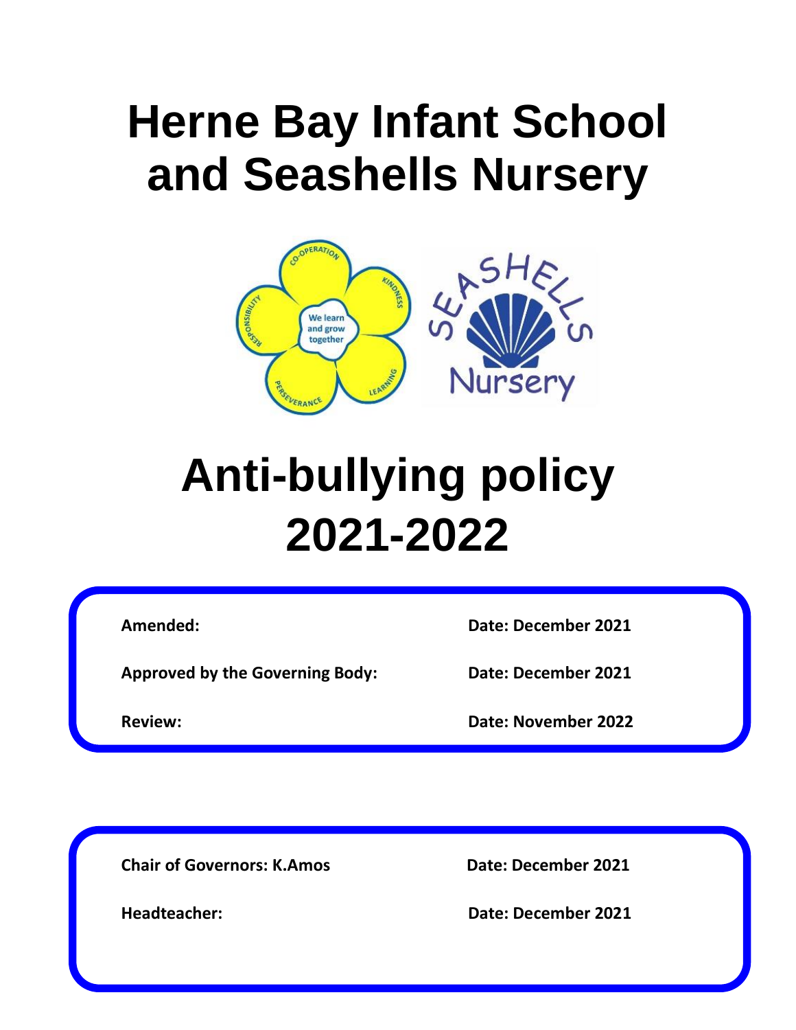# Herne Bay Infant School and Seashells Nursery

# Anti-bullying policy 2021-2022

| | |
|---|---|
| **Amended:** | **Date: December 2021** |
| **Approved by the Governing Body:** | **Date: December 2021** |
| **Review:** | **Date: November 2022** |

| | |
|---|---|
| **Chair of Governors: K.Amos** | **Date: December 2021** |
| **Headteacher:** | **Date: December 2021** |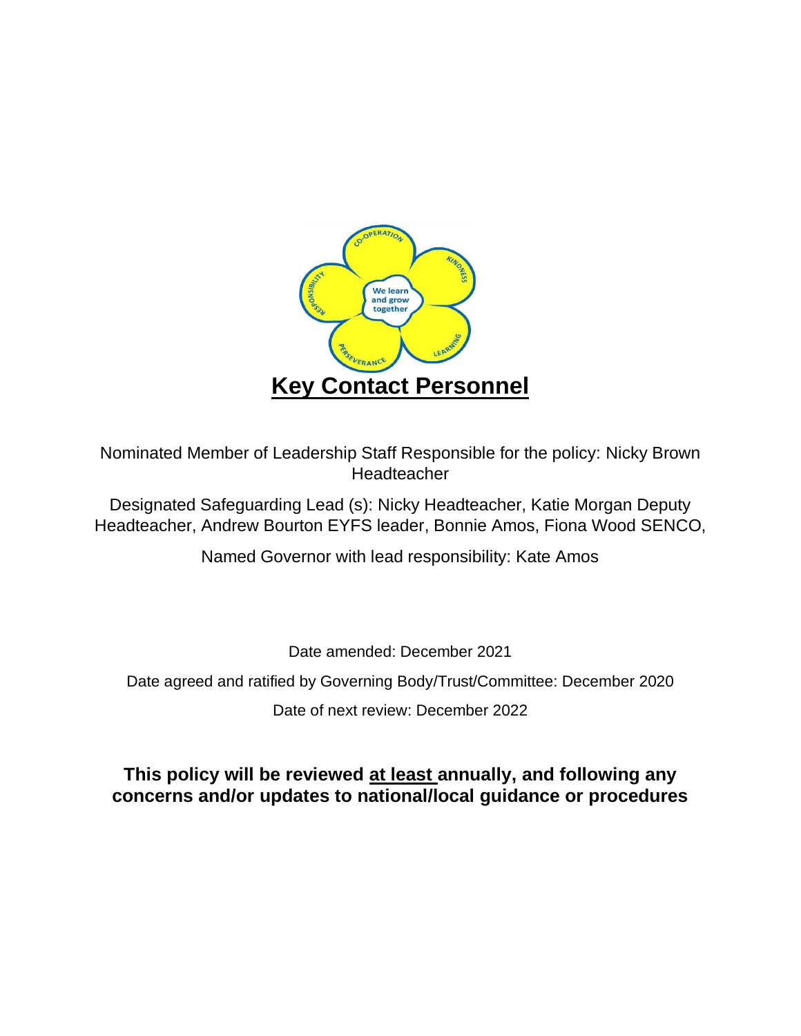# Key Contact Personnel

Nominated Member of Leadership Staff Responsible for the policy: Nicky Brown Headteacher

Designated Safeguarding Lead (s): Nicky Headteacher, Katie Morgan Deputy Headteacher, Andrew Bourton EYFS leader, Bonnie Amos, Fiona Wood SENCO,

Named Governor with lead responsibility: Kate Amos

Date amended: December 2021

Date agreed and ratified by Governing Body/Trust/Committee: December 2020

Date of next review: December 2022

**This policy will be reviewed at least annually, and following any concerns and/or updates to national/local guidance or procedures**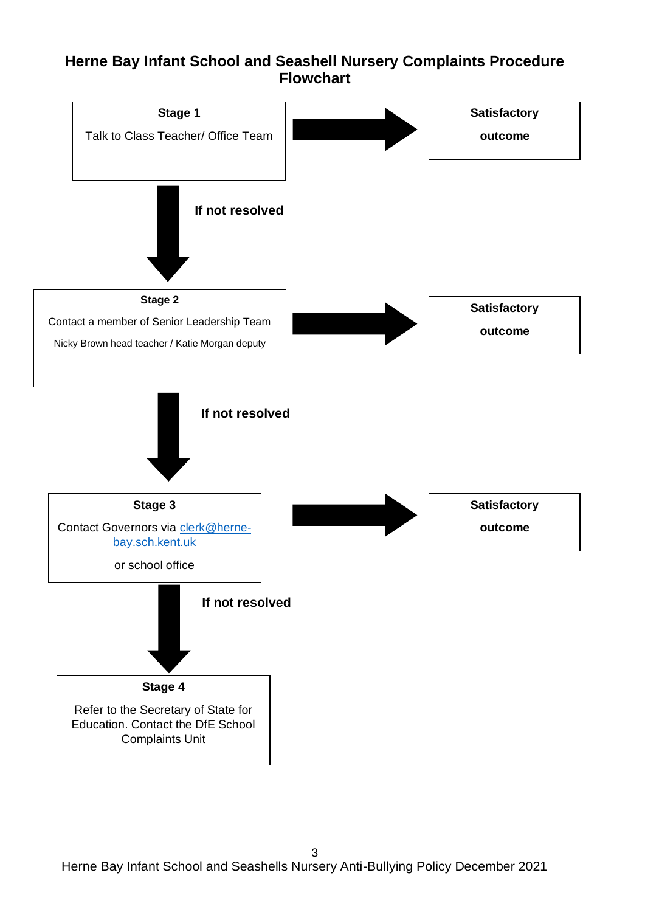# Herne Bay Infant School and Seashell Nursery Complaints Procedure Flowchart

**Stage 1**

Talk to Class Teacher/ Office Team

→ **Satisfactory outcome**

**If not resolved**

**Stage 2**

Contact a member of Senior Leadership Team

Nicky Brown head teacher / Katie Morgan deputy

→ **Satisfactory outcome**

**If not resolved**

**Stage 3**

Contact Governors via clerk@herne-bay.sch.kent.uk

or school office

→ **Satisfactory outcome**

**If not resolved**

**Stage 4**

Refer to the Secretary of State for Education. Contact the DfE School Complaints Unit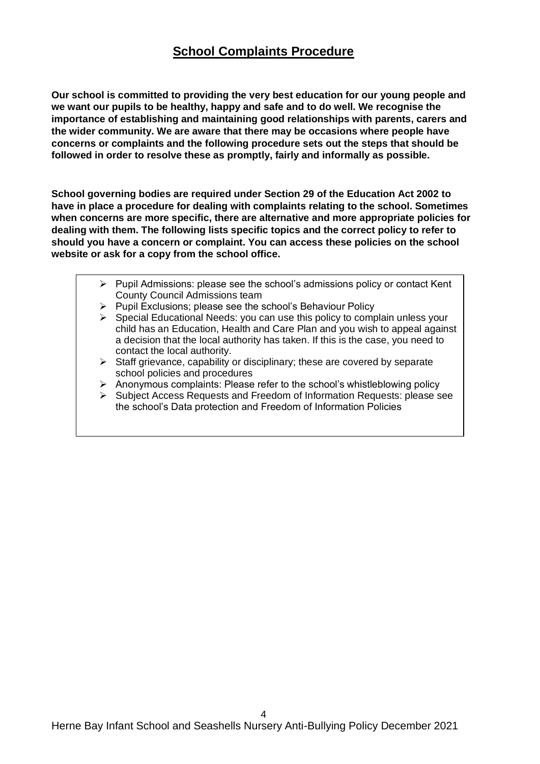## School Complaints Procedure

**Our school is committed to providing the very best education for our young people and we want our pupils to be healthy, happy and safe and to do well. We recognise the importance of establishing and maintaining good relationships with parents, carers and the wider community. We are aware that there may be occasions where people have concerns or complaints and the following procedure sets out the steps that should be followed in order to resolve these as promptly, fairly and informally as possible.**

**School governing bodies are required under Section 29 of the Education Act 2002 to have in place a procedure for dealing with complaints relating to the school. Sometimes when concerns are more specific, there are alternative and more appropriate policies for dealing with them. The following lists specific topics and the correct policy to refer to should you have a concern or complaint. You can access these policies on the school website or ask for a copy from the school office.**

- Pupil Admissions: please see the school's admissions policy or contact Kent County Council Admissions team
- Pupil Exclusions; please see the school's Behaviour Policy
- Special Educational Needs: you can use this policy to complain unless your child has an Education, Health and Care Plan and you wish to appeal against a decision that the local authority has taken. If this is the case, you need to contact the local authority.
- Staff grievance, capability or disciplinary; these are covered by separate school policies and procedures
- Anonymous complaints: Please refer to the school's whistleblowing policy
- Subject Access Requests and Freedom of Information Requests: please see the school's Data protection and Freedom of Information Policies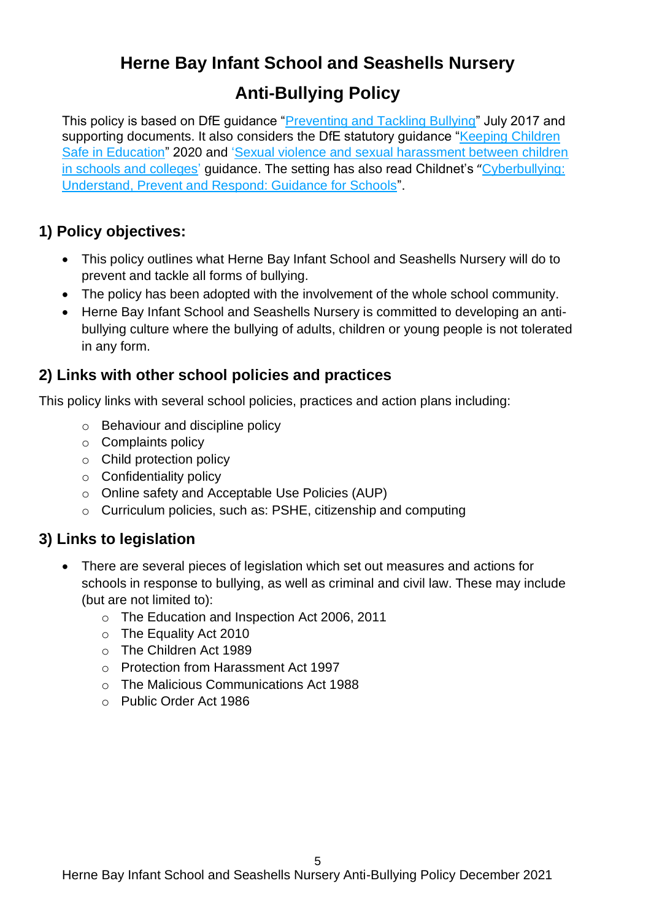# Herne Bay Infant School and Seashells Nursery

# Anti-Bullying Policy

This policy is based on DfE guidance "[Preventing and Tackling Bullying]" July 2017 and supporting documents. It also considers the DfE statutory guidance "[Keeping Children Safe in Education]" 2020 and '[Sexual violence and sexual harassment between children in schools and colleges]' guidance. The setting has also read Childnet's "[Cyberbullying: Understand, Prevent and Respond: Guidance for Schools]".

## 1) Policy objectives:

- This policy outlines what Herne Bay Infant School and Seashells Nursery will do to prevent and tackle all forms of bullying.
- The policy has been adopted with the involvement of the whole school community.
- Herne Bay Infant School and Seashells Nursery is committed to developing an anti-bullying culture where the bullying of adults, children or young people is not tolerated in any form.

## 2) Links with other school policies and practices

This policy links with several school policies, practices and action plans including:

- Behaviour and discipline policy
- Complaints policy
- Child protection policy
- Confidentiality policy
- Online safety and Acceptable Use Policies (AUP)
- Curriculum policies, such as: PSHE, citizenship and computing

## 3) Links to legislation

- There are several pieces of legislation which set out measures and actions for schools in response to bullying, as well as criminal and civil law. These may include (but are not limited to):
    - The Education and Inspection Act 2006, 2011
    - The Equality Act 2010
    - The Children Act 1989
    - Protection from Harassment Act 1997
    - The Malicious Communications Act 1988
    - Public Order Act 1986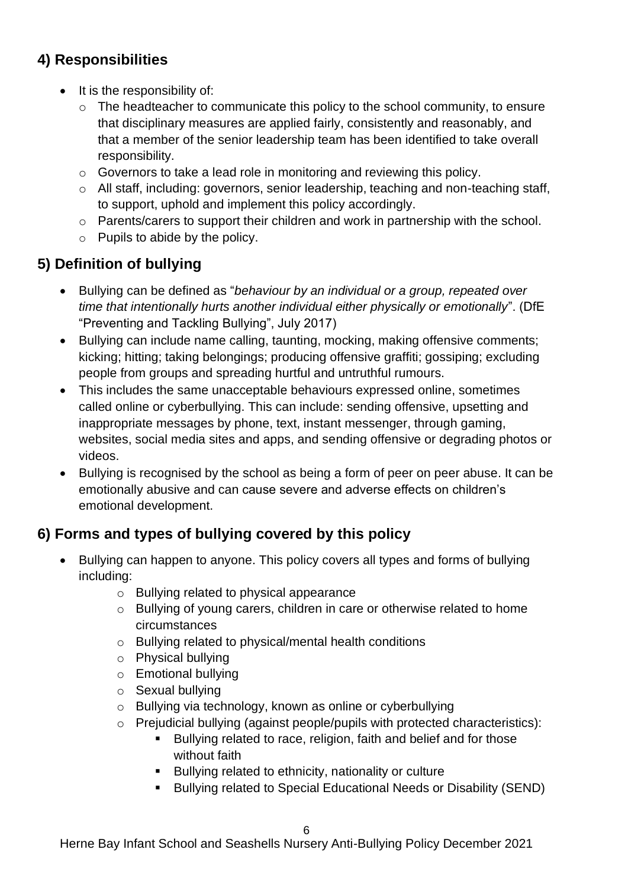## 4) Responsibilities

- It is the responsibility of:
  - The headteacher to communicate this policy to the school community, to ensure that disciplinary measures are applied fairly, consistently and reasonably, and that a member of the senior leadership team has been identified to take overall responsibility.
  - Governors to take a lead role in monitoring and reviewing this policy.
  - All staff, including: governors, senior leadership, teaching and non-teaching staff, to support, uphold and implement this policy accordingly.
  - Parents/carers to support their children and work in partnership with the school.
  - Pupils to abide by the policy.

## 5) Definition of bullying

- Bullying can be defined as "*behaviour by an individual or a group, repeated over time that intentionally hurts another individual either physically or emotionally*". (DfE "Preventing and Tackling Bullying", July 2017)
- Bullying can include name calling, taunting, mocking, making offensive comments; kicking; hitting; taking belongings; producing offensive graffiti; gossiping; excluding people from groups and spreading hurtful and untruthful rumours.
- This includes the same unacceptable behaviours expressed online, sometimes called online or cyberbullying. This can include: sending offensive, upsetting and inappropriate messages by phone, text, instant messenger, through gaming, websites, social media sites and apps, and sending offensive or degrading photos or videos.
- Bullying is recognised by the school as being a form of peer on peer abuse. It can be emotionally abusive and can cause severe and adverse effects on children's emotional development.

## 6) Forms and types of bullying covered by this policy

- Bullying can happen to anyone. This policy covers all types and forms of bullying including:
  - Bullying related to physical appearance
  - Bullying of young carers, children in care or otherwise related to home circumstances
  - Bullying related to physical/mental health conditions
  - Physical bullying
  - Emotional bullying
  - Sexual bullying
  - Bullying via technology, known as online or cyberbullying
  - Prejudicial bullying (against people/pupils with protected characteristics):
    - Bullying related to race, religion, faith and belief and for those without faith
    - Bullying related to ethnicity, nationality or culture
    - Bullying related to Special Educational Needs or Disability (SEND)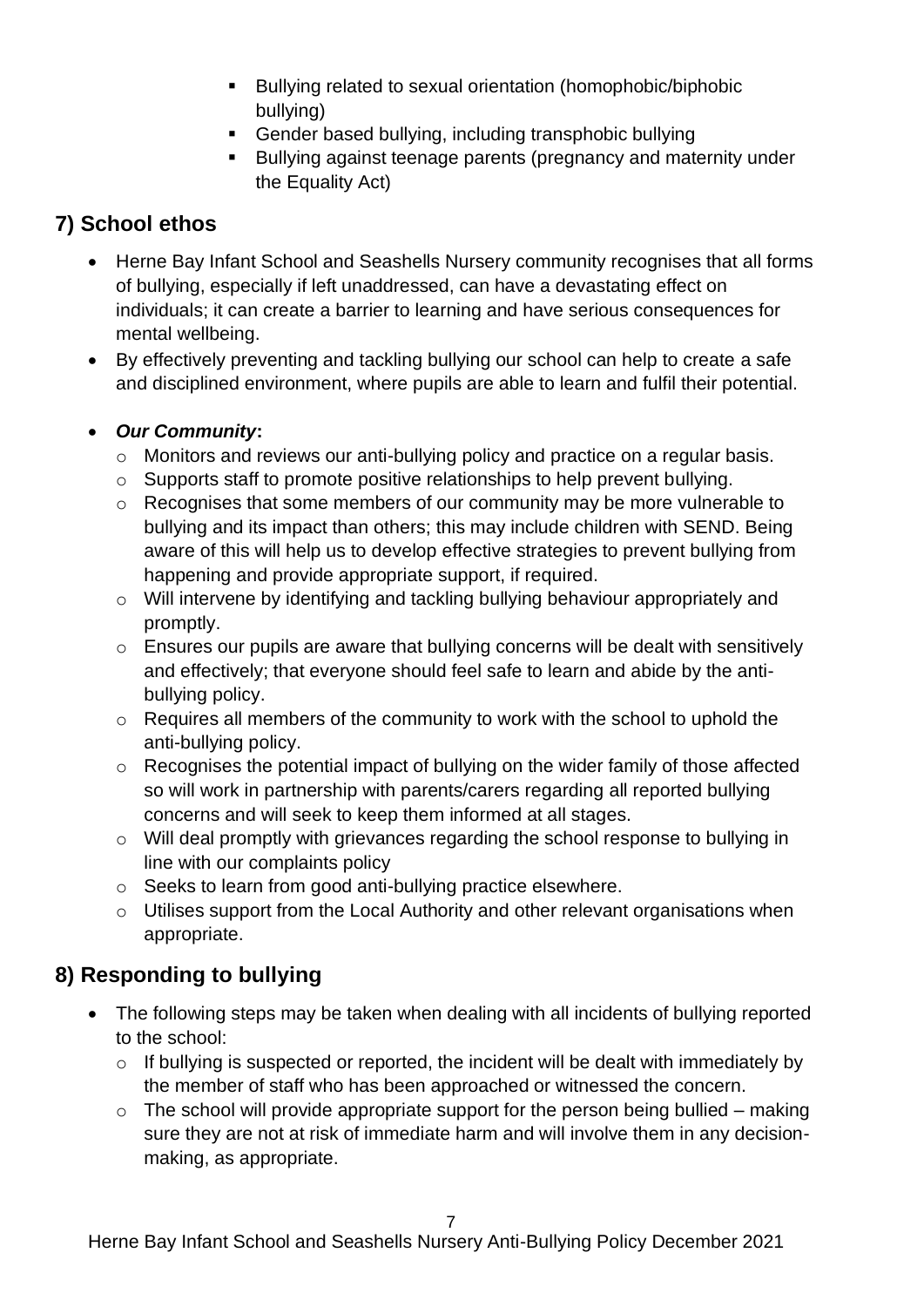- Bullying related to sexual orientation (homophobic/biphobic bullying)
- Gender based bullying, including transphobic bullying
- Bullying against teenage parents (pregnancy and maternity under the Equality Act)

## 7) School ethos

- Herne Bay Infant School and Seashells Nursery community recognises that all forms of bullying, especially if left unaddressed, can have a devastating effect on individuals; it can create a barrier to learning and have serious consequences for mental wellbeing.
- By effectively preventing and tackling bullying our school can help to create a safe and disciplined environment, where pupils are able to learn and fulfil their potential.
- ***Our Community*:**
  - Monitors and reviews our anti-bullying policy and practice on a regular basis.
  - Supports staff to promote positive relationships to help prevent bullying.
  - Recognises that some members of our community may be more vulnerable to bullying and its impact than others; this may include children with SEND. Being aware of this will help us to develop effective strategies to prevent bullying from happening and provide appropriate support, if required.
  - Will intervene by identifying and tackling bullying behaviour appropriately and promptly.
  - Ensures our pupils are aware that bullying concerns will be dealt with sensitively and effectively; that everyone should feel safe to learn and abide by the anti-bullying policy.
  - Requires all members of the community to work with the school to uphold the anti-bullying policy.
  - Recognises the potential impact of bullying on the wider family of those affected so will work in partnership with parents/carers regarding all reported bullying concerns and will seek to keep them informed at all stages.
  - Will deal promptly with grievances regarding the school response to bullying in line with our complaints policy
  - Seeks to learn from good anti-bullying practice elsewhere.
  - Utilises support from the Local Authority and other relevant organisations when appropriate.

## 8) Responding to bullying

- The following steps may be taken when dealing with all incidents of bullying reported to the school:
  - If bullying is suspected or reported, the incident will be dealt with immediately by the member of staff who has been approached or witnessed the concern.
  - The school will provide appropriate support for the person being bullied – making sure they are not at risk of immediate harm and will involve them in any decision-making, as appropriate.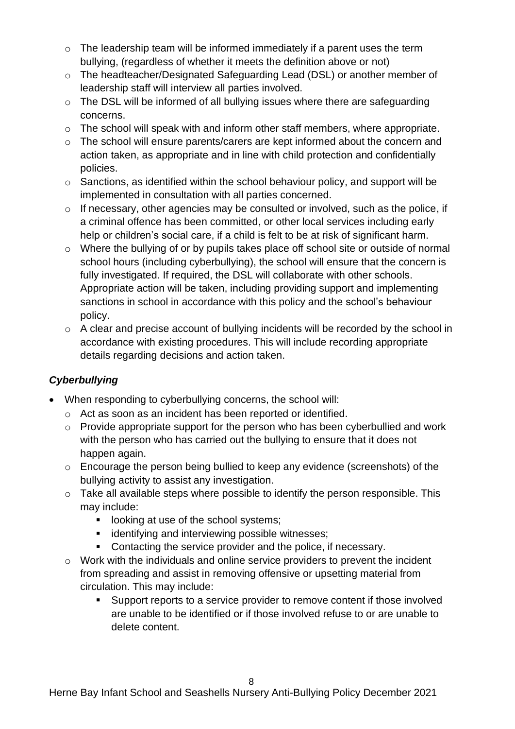- The leadership team will be informed immediately if a parent uses the term bullying, (regardless of whether it meets the definition above or not)
  - The headteacher/Designated Safeguarding Lead (DSL) or another member of leadership staff will interview all parties involved.
  - The DSL will be informed of all bullying issues where there are safeguarding concerns.
  - The school will speak with and inform other staff members, where appropriate.
  - The school will ensure parents/carers are kept informed about the concern and action taken, as appropriate and in line with child protection and confidentially policies.
  - Sanctions, as identified within the school behaviour policy, and support will be implemented in consultation with all parties concerned.
  - If necessary, other agencies may be consulted or involved, such as the police, if a criminal offence has been committed, or other local services including early help or children's social care, if a child is felt to be at risk of significant harm.
  - Where the bullying of or by pupils takes place off school site or outside of normal school hours (including cyberbullying), the school will ensure that the concern is fully investigated. If required, the DSL will collaborate with other schools. Appropriate action will be taken, including providing support and implementing sanctions in school in accordance with this policy and the school's behaviour policy.
  - A clear and precise account of bullying incidents will be recorded by the school in accordance with existing procedures. This will include recording appropriate details regarding decisions and action taken.

### *Cyberbullying*

- When responding to cyberbullying concerns, the school will:
  - Act as soon as an incident has been reported or identified.
  - Provide appropriate support for the person who has been cyberbullied and work with the person who has carried out the bullying to ensure that it does not happen again.
  - Encourage the person being bullied to keep any evidence (screenshots) of the bullying activity to assist any investigation.
  - Take all available steps where possible to identify the person responsible. This may include:
    - looking at use of the school systems;
    - identifying and interviewing possible witnesses;
    - Contacting the service provider and the police, if necessary.
  - Work with the individuals and online service providers to prevent the incident from spreading and assist in removing offensive or upsetting material from circulation. This may include:
    - Support reports to a service provider to remove content if those involved are unable to be identified or if those involved refuse to or are unable to delete content.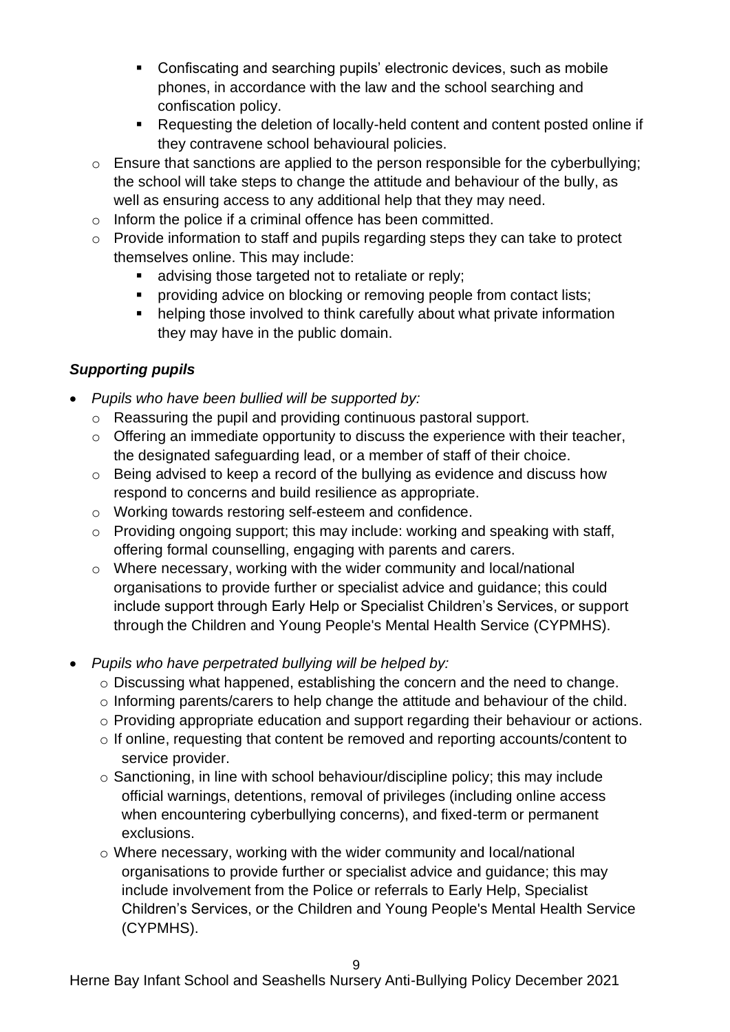- Confiscating and searching pupils' electronic devices, such as mobile phones, in accordance with the law and the school searching and confiscation policy.
    - Requesting the deletion of locally-held content and content posted online if they contravene school behavioural policies.
  - Ensure that sanctions are applied to the person responsible for the cyberbullying; the school will take steps to change the attitude and behaviour of the bully, as well as ensuring access to any additional help that they may need.
  - Inform the police if a criminal offence has been committed.
  - Provide information to staff and pupils regarding steps they can take to protect themselves online. This may include:
    - advising those targeted not to retaliate or reply;
    - providing advice on blocking or removing people from contact lists;
    - helping those involved to think carefully about what private information they may have in the public domain.

### *Supporting pupils*

- *Pupils who have been bullied will be supported by:*
  - Reassuring the pupil and providing continuous pastoral support.
  - Offering an immediate opportunity to discuss the experience with their teacher, the designated safeguarding lead, or a member of staff of their choice.
  - Being advised to keep a record of the bullying as evidence and discuss how respond to concerns and build resilience as appropriate.
  - Working towards restoring self-esteem and confidence.
  - Providing ongoing support; this may include: working and speaking with staff, offering formal counselling, engaging with parents and carers.
  - Where necessary, working with the wider community and local/national organisations to provide further or specialist advice and guidance; this could include support through Early Help or Specialist Children's Services, or support through the Children and Young People's Mental Health Service (CYPMHS).

- *Pupils who have perpetrated bullying will be helped by:*
  - Discussing what happened, establishing the concern and the need to change.
  - Informing parents/carers to help change the attitude and behaviour of the child.
  - Providing appropriate education and support regarding their behaviour or actions.
  - If online, requesting that content be removed and reporting accounts/content to service provider.
  - Sanctioning, in line with school behaviour/discipline policy; this may include official warnings, detentions, removal of privileges (including online access when encountering cyberbullying concerns), and fixed-term or permanent exclusions.
  - Where necessary, working with the wider community and local/national organisations to provide further or specialist advice and guidance; this may include involvement from the Police or referrals to Early Help, Specialist Children's Services, or the Children and Young People's Mental Health Service (CYPMHS).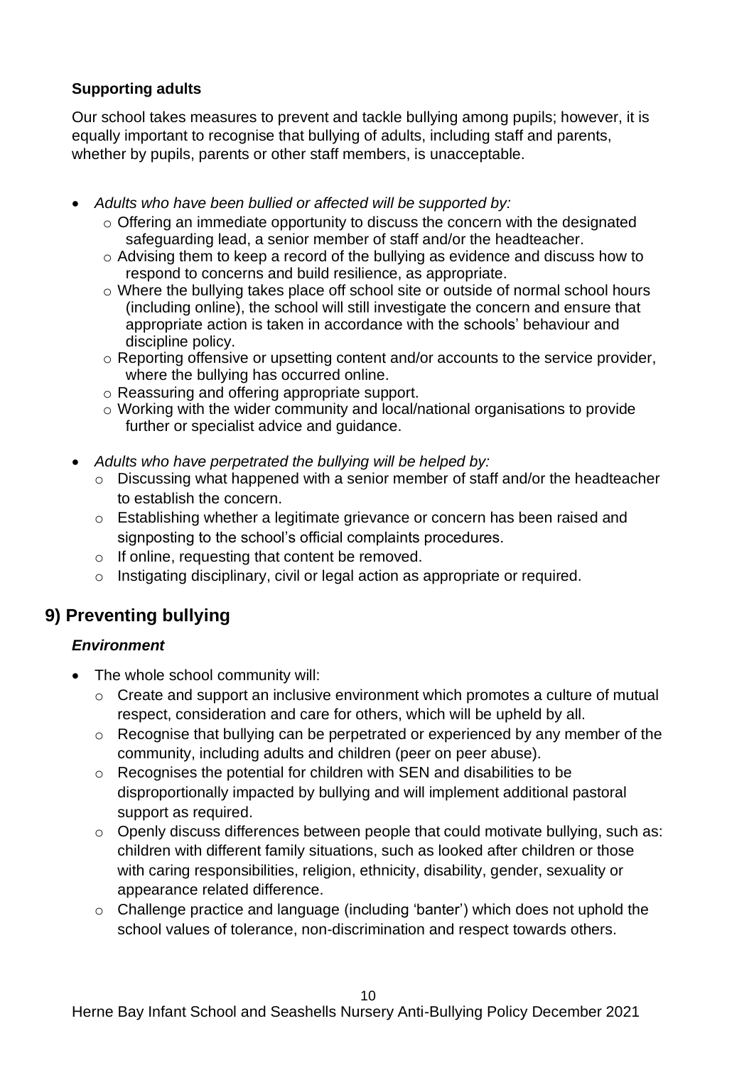**Supporting adults**

Our school takes measures to prevent and tackle bullying among pupils; however, it is equally important to recognise that bullying of adults, including staff and parents, whether by pupils, parents or other staff members, is unacceptable.

- *Adults who have been bullied or affected will be supported by:*
  - Offering an immediate opportunity to discuss the concern with the designated safeguarding lead, a senior member of staff and/or the headteacher.
  - Advising them to keep a record of the bullying as evidence and discuss how to respond to concerns and build resilience, as appropriate.
  - Where the bullying takes place off school site or outside of normal school hours (including online), the school will still investigate the concern and ensure that appropriate action is taken in accordance with the schools' behaviour and discipline policy.
  - Reporting offensive or upsetting content and/or accounts to the service provider, where the bullying has occurred online.
  - Reassuring and offering appropriate support.
  - Working with the wider community and local/national organisations to provide further or specialist advice and guidance.
- *Adults who have perpetrated the bullying will be helped by:*
  - Discussing what happened with a senior member of staff and/or the headteacher to establish the concern.
  - Establishing whether a legitimate grievance or concern has been raised and signposting to the school's official complaints procedures.
  - If online, requesting that content be removed.
  - Instigating disciplinary, civil or legal action as appropriate or required.

## 9) Preventing bullying

### *Environment*

- The whole school community will:
  - Create and support an inclusive environment which promotes a culture of mutual respect, consideration and care for others, which will be upheld by all.
  - Recognise that bullying can be perpetrated or experienced by any member of the community, including adults and children (peer on peer abuse).
  - Recognises the potential for children with SEN and disabilities to be disproportionally impacted by bullying and will implement additional pastoral support as required.
  - Openly discuss differences between people that could motivate bullying, such as: children with different family situations, such as looked after children or those with caring responsibilities, religion, ethnicity, disability, gender, sexuality or appearance related difference.
  - Challenge practice and language (including 'banter') which does not uphold the school values of tolerance, non-discrimination and respect towards others.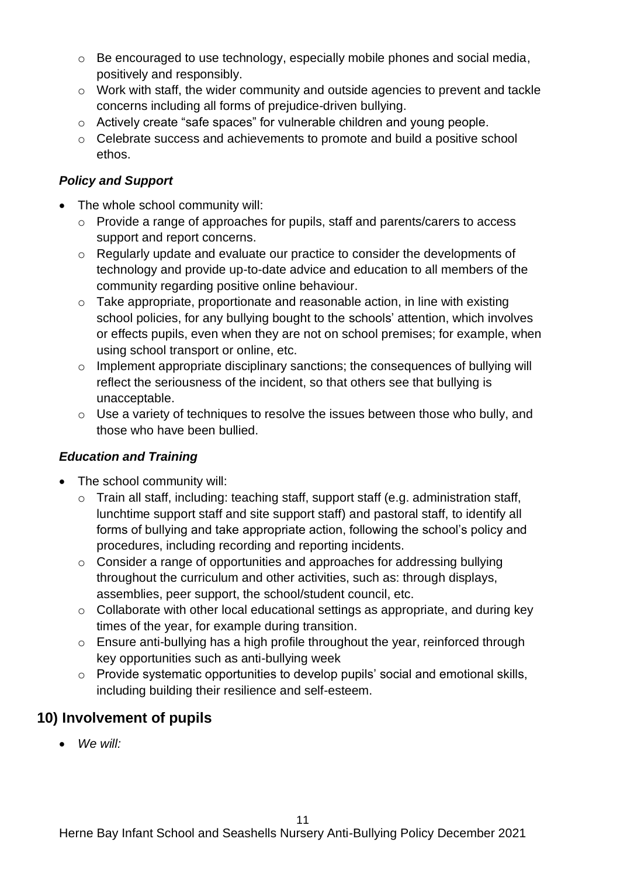- Be encouraged to use technology, especially mobile phones and social media, positively and responsibly.
  - Work with staff, the wider community and outside agencies to prevent and tackle concerns including all forms of prejudice-driven bullying.
  - Actively create "safe spaces" for vulnerable children and young people.
  - Celebrate success and achievements to promote and build a positive school ethos.

### *Policy and Support*

- The whole school community will:
  - Provide a range of approaches for pupils, staff and parents/carers to access support and report concerns.
  - Regularly update and evaluate our practice to consider the developments of technology and provide up-to-date advice and education to all members of the community regarding positive online behaviour.
  - Take appropriate, proportionate and reasonable action, in line with existing school policies, for any bullying bought to the schools' attention, which involves or effects pupils, even when they are not on school premises; for example, when using school transport or online, etc.
  - Implement appropriate disciplinary sanctions; the consequences of bullying will reflect the seriousness of the incident, so that others see that bullying is unacceptable.
  - Use a variety of techniques to resolve the issues between those who bully, and those who have been bullied.

### *Education and Training*

- The school community will:
  - Train all staff, including: teaching staff, support staff (e.g. administration staff, lunchtime support staff and site support staff) and pastoral staff, to identify all forms of bullying and take appropriate action, following the school's policy and procedures, including recording and reporting incidents.
  - Consider a range of opportunities and approaches for addressing bullying throughout the curriculum and other activities, such as: through displays, assemblies, peer support, the school/student council, etc.
  - Collaborate with other local educational settings as appropriate, and during key times of the year, for example during transition.
  - Ensure anti-bullying has a high profile throughout the year, reinforced through key opportunities such as anti-bullying week
  - Provide systematic opportunities to develop pupils' social and emotional skills, including building their resilience and self-esteem.

## 10) Involvement of pupils

- *We will:*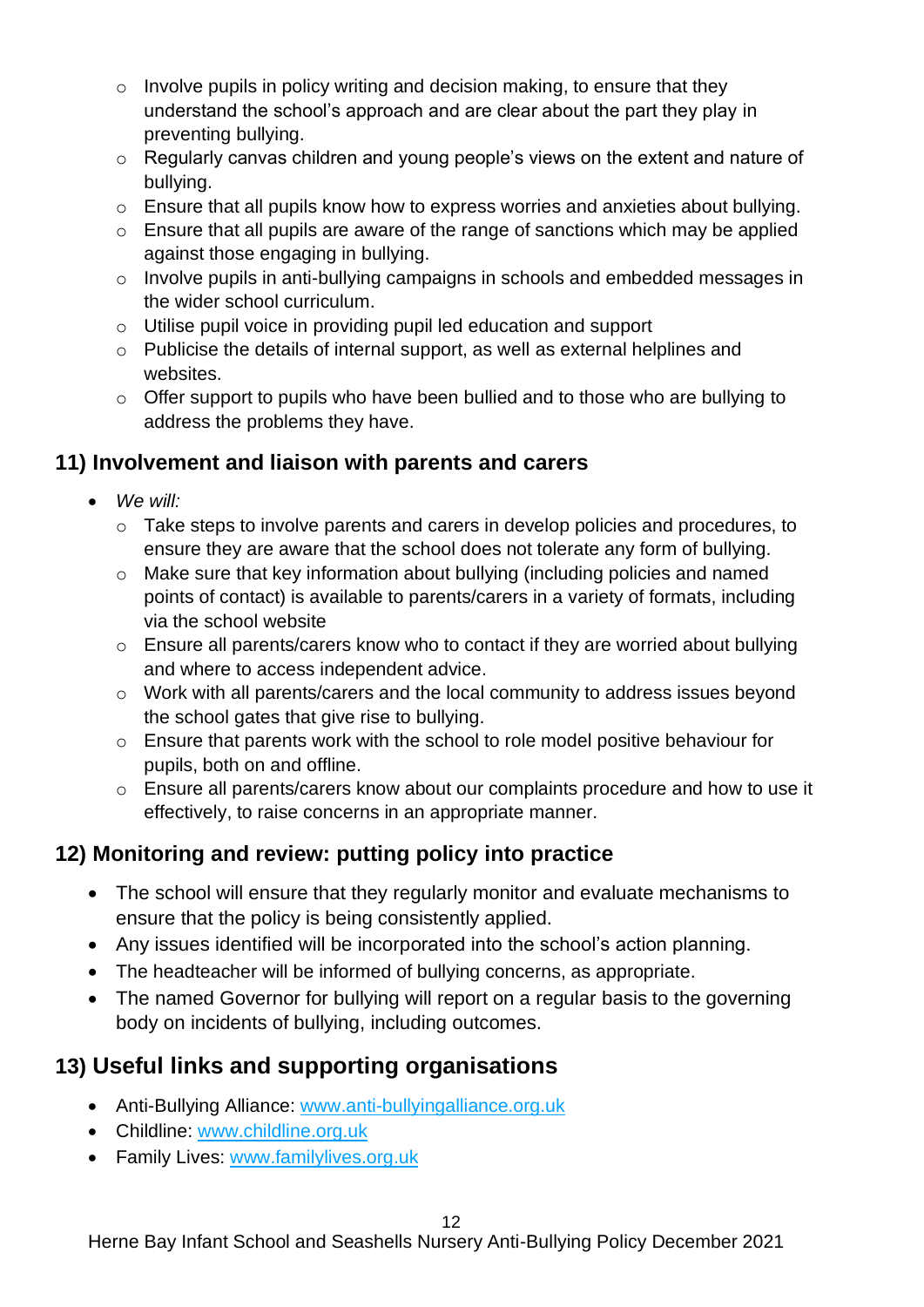- Involve pupils in policy writing and decision making, to ensure that they understand the school's approach and are clear about the part they play in preventing bullying.
  - Regularly canvas children and young people's views on the extent and nature of bullying.
  - Ensure that all pupils know how to express worries and anxieties about bullying.
  - Ensure that all pupils are aware of the range of sanctions which may be applied against those engaging in bullying.
  - Involve pupils in anti-bullying campaigns in schools and embedded messages in the wider school curriculum.
  - Utilise pupil voice in providing pupil led education and support
  - Publicise the details of internal support, as well as external helplines and websites.
  - Offer support to pupils who have been bullied and to those who are bullying to address the problems they have.

## 11) Involvement and liaison with parents and carers

- *We will:*
  - Take steps to involve parents and carers in develop policies and procedures, to ensure they are aware that the school does not tolerate any form of bullying.
  - Make sure that key information about bullying (including policies and named points of contact) is available to parents/carers in a variety of formats, including via the school website
  - Ensure all parents/carers know who to contact if they are worried about bullying and where to access independent advice.
  - Work with all parents/carers and the local community to address issues beyond the school gates that give rise to bullying.
  - Ensure that parents work with the school to role model positive behaviour for pupils, both on and offline.
  - Ensure all parents/carers know about our complaints procedure and how to use it effectively, to raise concerns in an appropriate manner.

## 12) Monitoring and review: putting policy into practice

- The school will ensure that they regularly monitor and evaluate mechanisms to ensure that the policy is being consistently applied.
- Any issues identified will be incorporated into the school's action planning.
- The headteacher will be informed of bullying concerns, as appropriate.
- The named Governor for bullying will report on a regular basis to the governing body on incidents of bullying, including outcomes.

## 13) Useful links and supporting organisations

- Anti-Bullying Alliance: [www.anti-bullyingalliance.org.uk](http://www.anti-bullyingalliance.org.uk)
- Childline: [www.childline.org.uk](http://www.childline.org.uk)
- Family Lives: [www.familylives.org.uk](http://www.familylives.org.uk)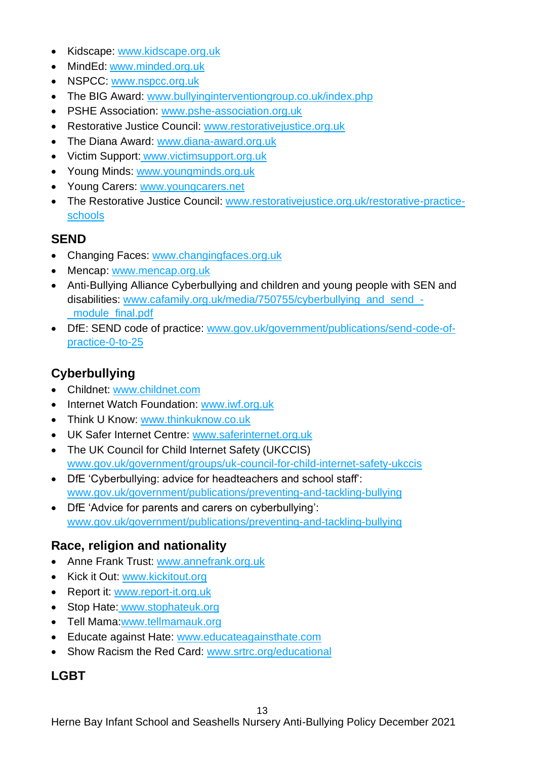- Kidscape: www.kidscape.org.uk
- MindEd: www.minded.org.uk
- NSPCC: www.nspcc.org.uk
- The BIG Award: www.bullyinginterventiongroup.co.uk/index.php
- PSHE Association: www.pshe-association.org.uk
- Restorative Justice Council: www.restorativejustice.org.uk
- The Diana Award: www.diana-award.org.uk
- Victim Support: www.victimsupport.org.uk
- Young Minds: www.youngminds.org.uk
- Young Carers: www.youngcarers.net
- The Restorative Justice Council: www.restorativejustice.org.uk/restorative-practice-schools

## SEND

- Changing Faces: www.changingfaces.org.uk
- Mencap: www.mencap.org.uk
- Anti-Bullying Alliance Cyberbullying and children and young people with SEN and disabilities: www.cafamily.org.uk/media/750755/cyberbullying_and_send_-_module_final.pdf
- DfE: SEND code of practice: www.gov.uk/government/publications/send-code-of-practice-0-to-25

## Cyberbullying

- Childnet: www.childnet.com
- Internet Watch Foundation: www.iwf.org.uk
- Think U Know: www.thinkuknow.co.uk
- UK Safer Internet Centre: www.saferinternet.org.uk
- The UK Council for Child Internet Safety (UKCCIS) www.gov.uk/government/groups/uk-council-for-child-internet-safety-ukccis
- DfE 'Cyberbullying: advice for headteachers and school staff': www.gov.uk/government/publications/preventing-and-tackling-bullying
- DfE 'Advice for parents and carers on cyberbullying': www.gov.uk/government/publications/preventing-and-tackling-bullying

## Race, religion and nationality

- Anne Frank Trust: www.annefrank.org.uk
- Kick it Out: www.kickitout.org
- Report it: www.report-it.org.uk
- Stop Hate: www.stophateuk.org
- Tell Mama:www.tellmamauk.org
- Educate against Hate: www.educateagainsthate.com
- Show Racism the Red Card: www.srtrc.org/educational

## LGBT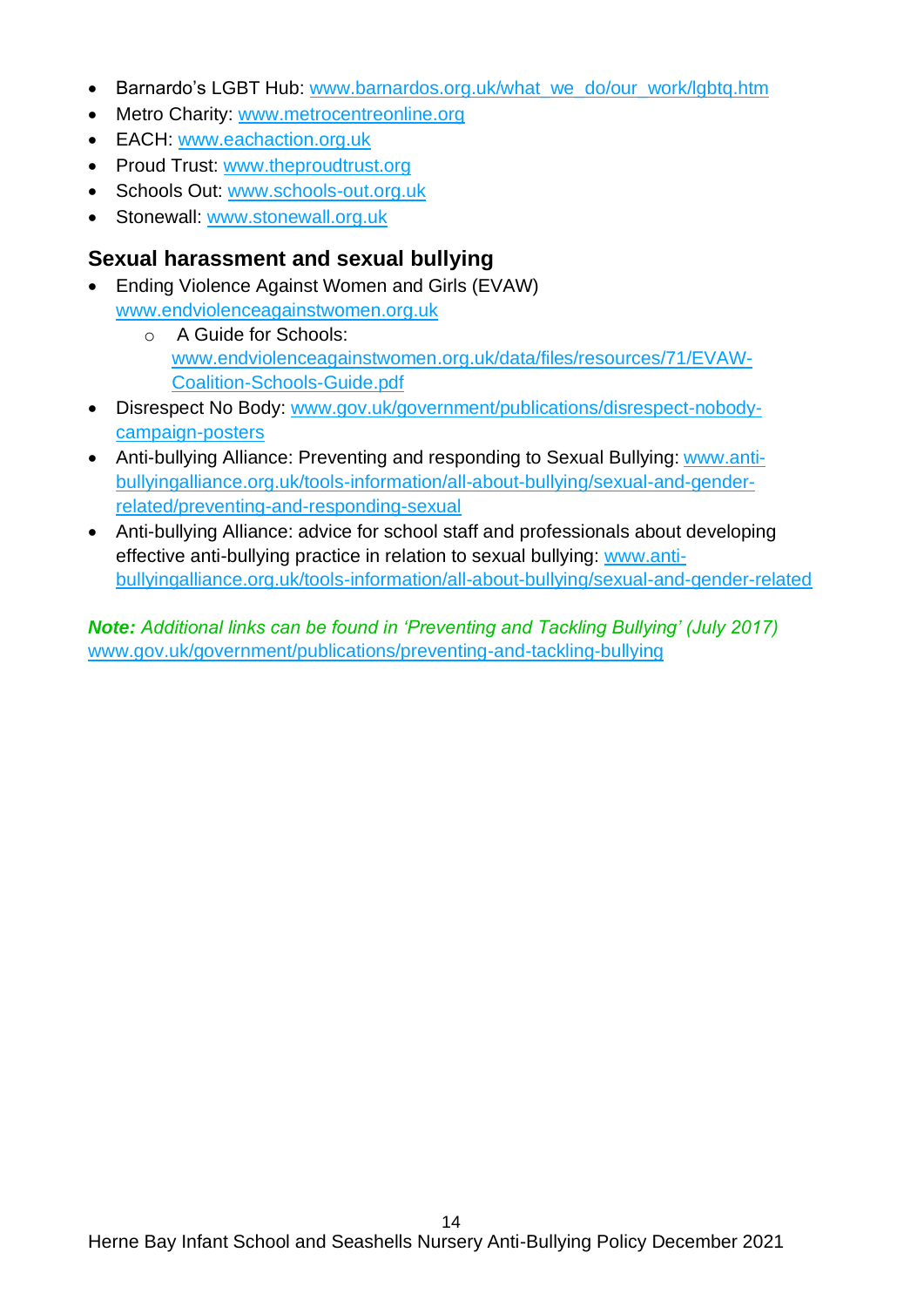- Barnardo's LGBT Hub: www.barnardos.org.uk/what_we_do/our_work/lgbtq.htm
- Metro Charity: www.metrocentreonline.org
- EACH: www.eachaction.org.uk
- Proud Trust: www.theproudtrust.org
- Schools Out: www.schools-out.org.uk
- Stonewall: www.stonewall.org.uk

## Sexual harassment and sexual bullying

- Ending Violence Against Women and Girls (EVAW) www.endviolenceagainstwomen.org.uk
  - A Guide for Schools: www.endviolenceagainstwomen.org.uk/data/files/resources/71/EVAW-Coalition-Schools-Guide.pdf
- Disrespect No Body: www.gov.uk/government/publications/disrespect-nobody-campaign-posters
- Anti-bullying Alliance: Preventing and responding to Sexual Bullying: www.anti-bullyingalliance.org.uk/tools-information/all-about-bullying/sexual-and-gender-related/preventing-and-responding-sexual
- Anti-bullying Alliance: advice for school staff and professionals about developing effective anti-bullying practice in relation to sexual bullying: www.anti-bullyingalliance.org.uk/tools-information/all-about-bullying/sexual-and-gender-related

***Note:*** *Additional links can be found in 'Preventing and Tackling Bullying' (July 2017)* www.gov.uk/government/publications/preventing-and-tackling-bullying